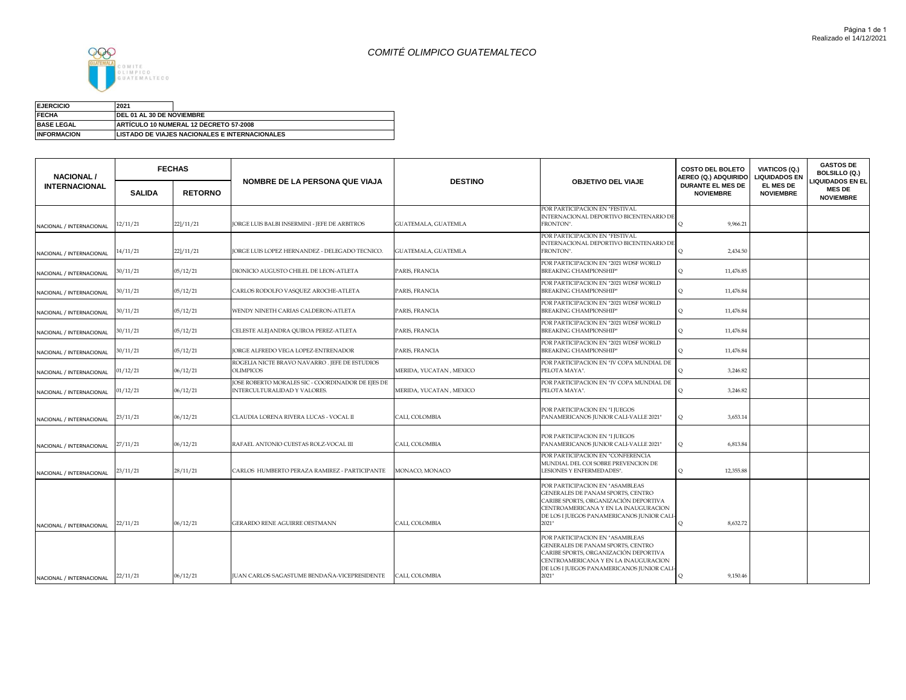# COMITÉ OLIMPICO GUATEMALTECO

| EJERCICIO | 2021 |
|---|---|
| FECHA | DEL 01 AL 30 DE NOVIEMBRE |
| BASE LEGAL | ARTÍCULO 10 NUMERAL 12 DECRETO 57-2008 |
| INFORMACION | LISTADO DE VIAJES NACIONALES E INTERNACIONALES |

| NACIONAL / INTERNACIONAL | FECHAS | | NOMBRE DE LA PERSONA QUE VIAJA | DESTINO | OBJETIVO DEL VIAJE | COSTO DEL BOLETO AEREO (Q.) ADQUIRIDO DURANTE EL MES DE NOVIEMBRE | VIATICOS (Q.) LIQUIDADOS EN EL MES DE NOVIEMBRE | GASTOS DE BOLSILLO (Q.) LIQUIDADOS EN EL MES DE NOVIEMBRE |
|---|---|---|---|---|---|---|---|---|
| | SALIDA | RETORNO | | | | | | |
| NACIONAL / INTERNACIONAL | 12/11/21 | 22]/11/21 | JORGE LUIS BALBI INSERMINI - JEFE DE ARBITROS | GUATEMALA, GUATEMLA | POR PARTICIPACION EN "FESTIVAL INTERNACIONAL DEPORTIVO BICENTENARIO DE FRONTON". | Q 9,966.21 | | |
| NACIONAL / INTERNACIONAL | 14/11/21 | 22]/11/21 | JORGE LUIS LOPEZ HERNANDEZ - DELEGADO TECNICO. | GUATEMALA, GUATEMLA | POR PARTICIPACION EN "FESTIVAL INTERNACIONAL DEPORTIVO BICENTENARIO DE FRONTON". | Q 2,434.50 | | |
| NACIONAL / INTERNACIONAL | 30/11/21 | 05/12/21 | DIONICIO AUGUSTO CHILEL DE LEON-ATLETA | PARIS, FRANCIA | POR PARTICIPACION EN "2021 WDSF WORLD BREAKING CHAMPIONSHIP" | Q 11,476.85 | | |
| NACIONAL / INTERNACIONAL | 30/11/21 | 05/12/21 | CARLOS RODOLFO VASQUEZ AROCHE-ATLETA | PARIS, FRANCIA | POR PARTICIPACION EN "2021 WDSF WORLD BREAKING CHAMPIONSHIP" | Q 11,476.84 | | |
| NACIONAL / INTERNACIONAL | 30/11/21 | 05/12/21 | WENDY NINETH CARIAS CALDERON-ATLETA | PARIS, FRANCIA | POR PARTICIPACION EN "2021 WDSF WORLD BREAKING CHAMPIONSHIP" | Q 11,476.84 | | |
| NACIONAL / INTERNACIONAL | 30/11/21 | 05/12/21 | CELESTE ALEJANDRA QUIROA PEREZ-ATLETA | PARIS, FRANCIA | POR PARTICIPACION EN "2021 WDSF WORLD BREAKING CHAMPIONSHIP" | Q 11,476.84 | | |
| NACIONAL / INTERNACIONAL | 30/11/21 | 05/12/21 | JORGE ALFREDO VEGA LOPEZ-ENTRENADOR | PARIS, FRANCIA | POR PARTICIPACION EN "2021 WDSF WORLD BREAKING CHAMPIONSHIP" | Q 11,476.84 | | |
| NACIONAL / INTERNACIONAL | 01/12/21 | 06/12/21 | ROGELIA NICTE BRAVO NAVARRO . JEFE DE ESTUDIOS OLIMPICOS | MERIDA, YUCATAN , MEXICO | POR PARTICIPACION EN "IV COPA MUNDIAL DE PELOTA MAYA". | Q 3,246.82 | | |
| NACIONAL / INTERNACIONAL | 01/12/21 | 06/12/21 | JOSE ROBERTO MORALES SIC - COORDINADOR DE EJES DE INTERCULTURALIDAD Y VALORES. | MERIDA, YUCATAN , MEXICO | POR PARTICIPACION EN "IV COPA MUNDIAL DE PELOTA MAYA". | Q 3,246.82 | | |
| NACIONAL / INTERNACIONAL | 23/11/21 | 06/12/21 | CLAUDIA LORENA RIVERA LUCAS - VOCAL II | CALI, COLOMBIA | POR PARTICIPACION EN "I JUEGOS PANAMERICANOS JUNIOR CALI-VALLE 2021" | Q 3,653.14 | | |
| NACIONAL / INTERNACIONAL | 27/11/21 | 06/12/21 | RAFAEL ANTONIO CUESTAS ROLZ-VOCAL III | CALI, COLOMBIA | POR PARTICIPACION EN "I JUEGOS PANAMERICANOS JUNIOR CALI-VALLE 2021" | Q 6,813.84 | | |
| NACIONAL / INTERNACIONAL | 23/11/21 | 28/11/21 | CARLOS HUMBERTO PERAZA RAMIREZ - PARTICIPANTE | MONACO, MONACO | POR PARTICIPACION EN "CONFERENCIA MUNDIAL DEL COI SOBRE PREVENCION DE LESIONES Y ENFERMEDADES". | Q 12,355.88 | | |
| NACIONAL / INTERNACIONAL | 22/11/21 | 06/12/21 | GERARDO RENE AGUIRRE OESTMANN | CALI, COLOMBIA | POR PARTICIPACION EN "ASAMBLEAS GENERALES DE PANAM SPORTS, CENTRO CARIBE SPORTS, ORGANIZACIÓN DEPORTIVA CENTROAMERICANA Y EN LA INAUGURACION DE LOS I JUEGOS PANAMERICANOS JUNIOR CALI-2021" | Q 8,632.72 | | |
| NACIONAL / INTERNACIONAL | 22/11/21 | 06/12/21 | JUAN CARLOS SAGASTUME BENDAÑA-VICEPRESIDENTE | CALI, COLOMBIA | POR PARTICIPACION EN "ASAMBLEAS GENERALES DE PANAM SPORTS, CENTRO CARIBE SPORTS, ORGANIZACIÓN DEPORTIVA CENTROAMERICANA Y EN LA INAUGURACION DE LOS I JUEGOS PANAMERICANOS JUNIOR CALI-2021" | Q 9,150.46 | | |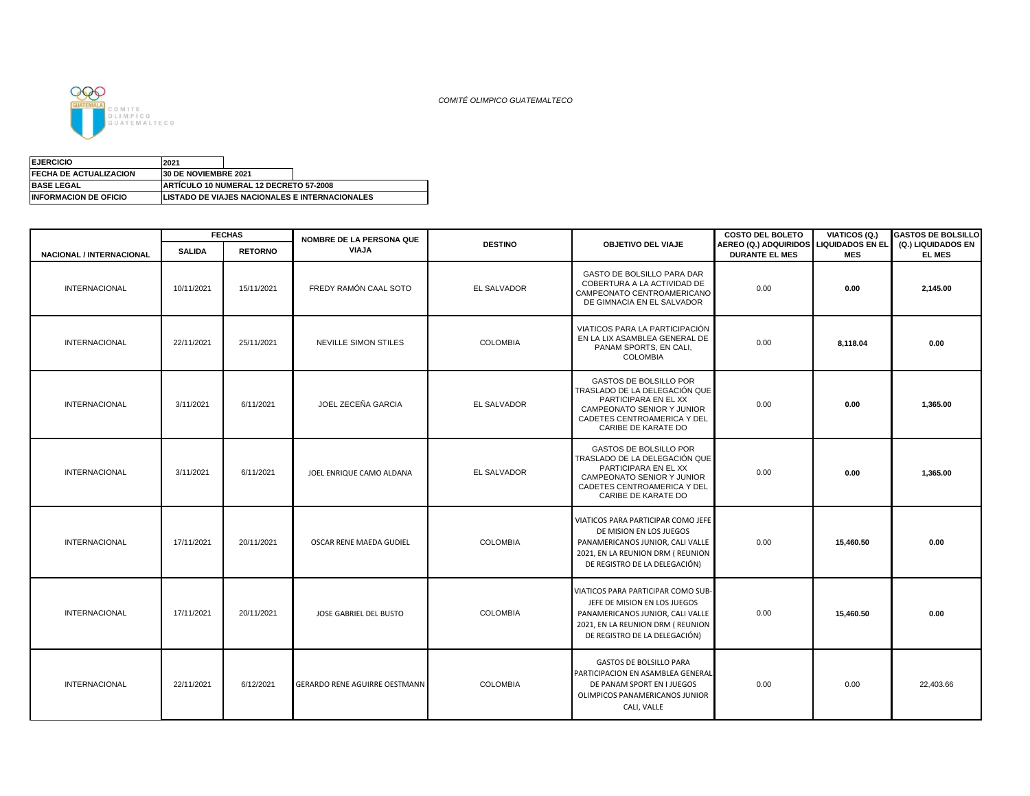COMITÉ OLIMPICO GUATEMALTECO

| EJERCICIO | 2021 |
|---|---|
| FECHA DE ACTUALIZACION | 30 DE NOVIEMBRE 2021 |
| BASE LEGAL | ARTÍCULO 10 NUMERAL 12 DECRETO 57-2008 |
| INFORMACION DE OFICIO | LISTADO DE VIAJES NACIONALES E INTERNACIONALES |

| NACIONAL / INTERNACIONAL | FECHAS | | NOMBRE DE LA PERSONA QUE VIAJA | DESTINO | OBJETIVO DEL VIAJE | COSTO DEL BOLETO AEREO (Q.) ADQUIRIDOS DURANTE EL MES | VIATICOS (Q.) LIQUIDADOS EN EL MES | GASTOS DE BOLSILLO (Q.) LIQUIDADOS EN EL MES |
|---|---|---|---|---|---|---|---|---|
| | SALIDA | RETORNO | | | | | | |
| INTERNACIONAL | 10/11/2021 | 15/11/2021 | FREDY RAMÓN CAAL SOTO | EL SALVADOR | GASTO DE BOLSILLO PARA DAR COBERTURA A LA ACTIVIDAD DE CAMPEONATO CENTROAMERICANO DE GIMNACIA EN EL SALVADOR | 0.00 | **0.00** | **2,145.00** |
| INTERNACIONAL | 22/11/2021 | 25/11/2021 | NEVILLE SIMON STILES | COLOMBIA | VIATICOS PARA LA PARTICIPACIÓN EN LA LIX ASAMBLEA GENERAL DE PANAM SPORTS, EN CALI, COLOMBIA | 0.00 | **8,118.04** | **0.00** |
| INTERNACIONAL | 3/11/2021 | 6/11/2021 | JOEL ZECEÑA GARCIA | EL SALVADOR | GASTOS DE BOLSILLO POR TRASLADO DE LA DELEGACIÓN QUE PARTICIPARA EN EL XX CAMPEONATO SENIOR Y JUNIOR CADETES CENTROAMERICA Y DEL CARIBE DE KARATE DO | 0.00 | **0.00** | **1,365.00** |
| INTERNACIONAL | 3/11/2021 | 6/11/2021 | JOEL ENRIQUE CAMO ALDANA | EL SALVADOR | GASTOS DE BOLSILLO POR TRASLADO DE LA DELEGACIÓN QUE PARTICIPARA EN EL XX CAMPEONATO SENIOR Y JUNIOR CADETES CENTROAMERICA Y DEL CARIBE DE KARATE DO | 0.00 | **0.00** | **1,365.00** |
| INTERNACIONAL | 17/11/2021 | 20/11/2021 | OSCAR RENE MAEDA GUDIEL | COLOMBIA | VIATICOS PARA PARTICIPAR COMO JEFE DE MISION EN LOS JUEGOS PANAMERICANOS JUNIOR, CALI VALLE 2021, EN LA REUNION DRM ( REUNION DE REGISTRO DE LA DELEGACIÓN) | 0.00 | **15,460.50** | **0.00** |
| INTERNACIONAL | 17/11/2021 | 20/11/2021 | JOSE GABRIEL DEL BUSTO | COLOMBIA | VIATICOS PARA PARTICIPAR COMO SUB-JEFE DE MISION EN LOS JUEGOS PANAMERICANOS JUNIOR, CALI VALLE 2021, EN LA REUNION DRM ( REUNION DE REGISTRO DE LA DELEGACIÓN) | 0.00 | **15,460.50** | **0.00** |
| INTERNACIONAL | 22/11/2021 | 6/12/2021 | GERARDO RENE AGUIRRE OESTMANN | COLOMBIA | GASTOS DE BOLSILLO PARA PARTICIPACION EN ASAMBLEA GENERAL DE PANAM SPORT EN I JUEGOS OLIMPICOS PANAMERICANOS JUNIOR CALI, VALLE | 0.00 | 0.00 | 22,403.66 |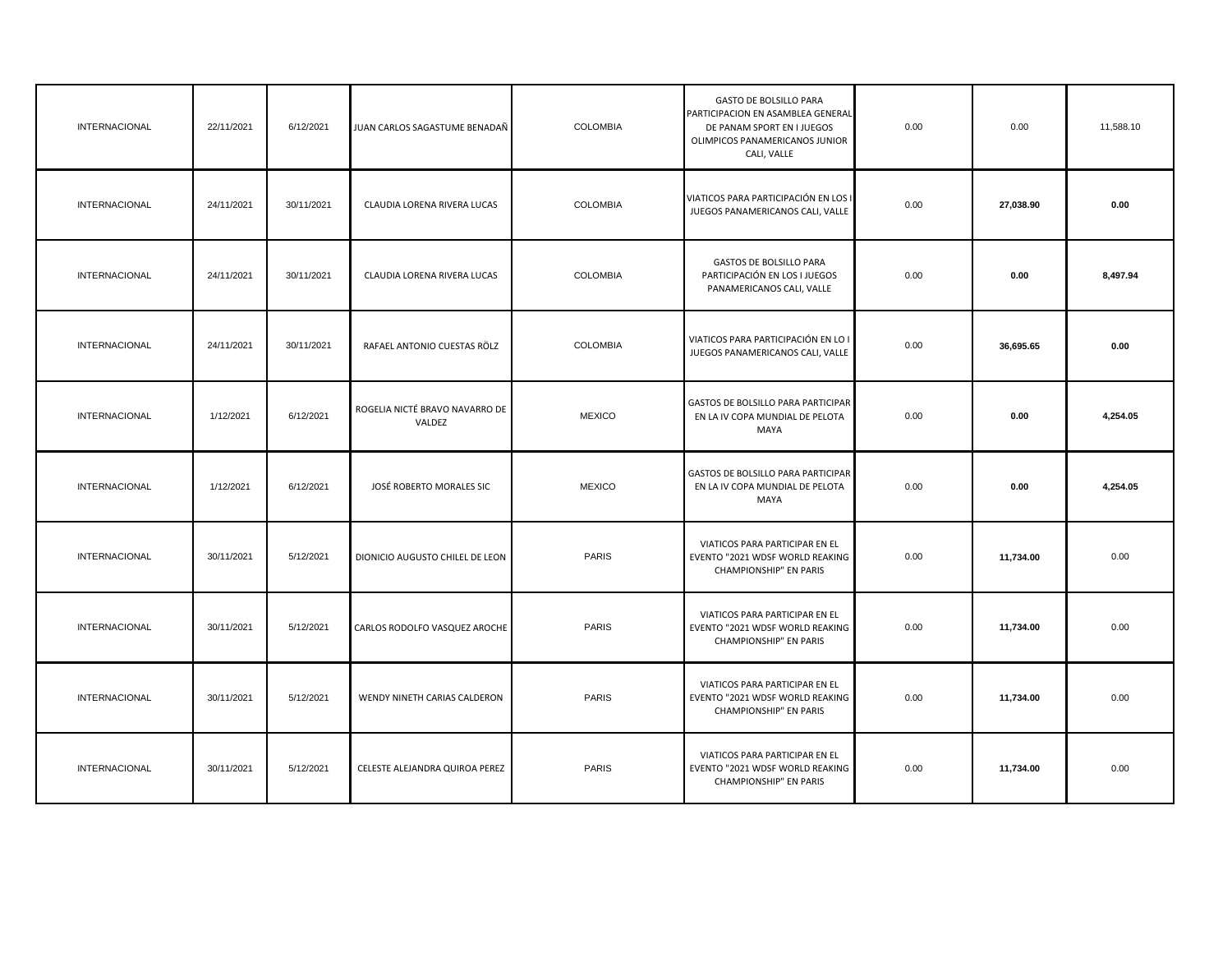| | | | | | | | | |
|---|---|---|---|---|---|---|---|---|
| INTERNACIONAL | 22/11/2021 | 6/12/2021 | JUAN CARLOS SAGASTUME BENADAÑ | COLOMBIA | GASTO DE BOLSILLO PARA PARTICIPACION EN ASAMBLEA GENERAL DE PANAM SPORT EN I JUEGOS OLIMPICOS PANAMERICANOS JUNIOR CALI, VALLE | 0.00 | 0.00 | 11,588.10 |
| INTERNACIONAL | 24/11/2021 | 30/11/2021 | CLAUDIA LORENA RIVERA LUCAS | COLOMBIA | VIATICOS PARA PARTICIPACIÓN EN LOS I JUEGOS PANAMERICANOS CALI, VALLE | 0.00 | **27,038.90** | **0.00** |
| INTERNACIONAL | 24/11/2021 | 30/11/2021 | CLAUDIA LORENA RIVERA LUCAS | COLOMBIA | GASTOS DE BOLSILLO PARA PARTICIPACIÓN EN LOS I JUEGOS PANAMERICANOS CALI, VALLE | 0.00 | **0.00** | **8,497.94** |
| INTERNACIONAL | 24/11/2021 | 30/11/2021 | RAFAEL ANTONIO CUESTAS RÖLZ | COLOMBIA | VIATICOS PARA PARTICIPACIÓN EN LO I JUEGOS PANAMERICANOS CALI, VALLE | 0.00 | **36,695.65** | **0.00** |
| INTERNACIONAL | 1/12/2021 | 6/12/2021 | ROGELIA NICTÉ BRAVO NAVARRO DE VALDEZ | MEXICO | GASTOS DE BOLSILLO PARA PARTICIPAR EN LA IV COPA MUNDIAL DE PELOTA MAYA | 0.00 | **0.00** | **4,254.05** |
| INTERNACIONAL | 1/12/2021 | 6/12/2021 | JOSÉ ROBERTO MORALES SIC | MEXICO | GASTOS DE BOLSILLO PARA PARTICIPAR EN LA IV COPA MUNDIAL DE PELOTA MAYA | 0.00 | **0.00** | **4,254.05** |
| INTERNACIONAL | 30/11/2021 | 5/12/2021 | DIONICIO AUGUSTO CHILEL DE LEON | PARIS | VIATICOS PARA PARTICIPAR EN EL EVENTO "2021 WDSF WORLD REAKING CHAMPIONSHIP" EN PARIS | 0.00 | **11,734.00** | 0.00 |
| INTERNACIONAL | 30/11/2021 | 5/12/2021 | CARLOS RODOLFO VASQUEZ AROCHE | PARIS | VIATICOS PARA PARTICIPAR EN EL EVENTO "2021 WDSF WORLD REAKING CHAMPIONSHIP" EN PARIS | 0.00 | **11,734.00** | 0.00 |
| INTERNACIONAL | 30/11/2021 | 5/12/2021 | WENDY NINETH CARIAS CALDERON | PARIS | VIATICOS PARA PARTICIPAR EN EL EVENTO "2021 WDSF WORLD REAKING CHAMPIONSHIP" EN PARIS | 0.00 | **11,734.00** | 0.00 |
| INTERNACIONAL | 30/11/2021 | 5/12/2021 | CELESTE ALEJANDRA QUIROA PEREZ | PARIS | VIATICOS PARA PARTICIPAR EN EL EVENTO "2021 WDSF WORLD REAKING CHAMPIONSHIP" EN PARIS | 0.00 | **11,734.00** | 0.00 |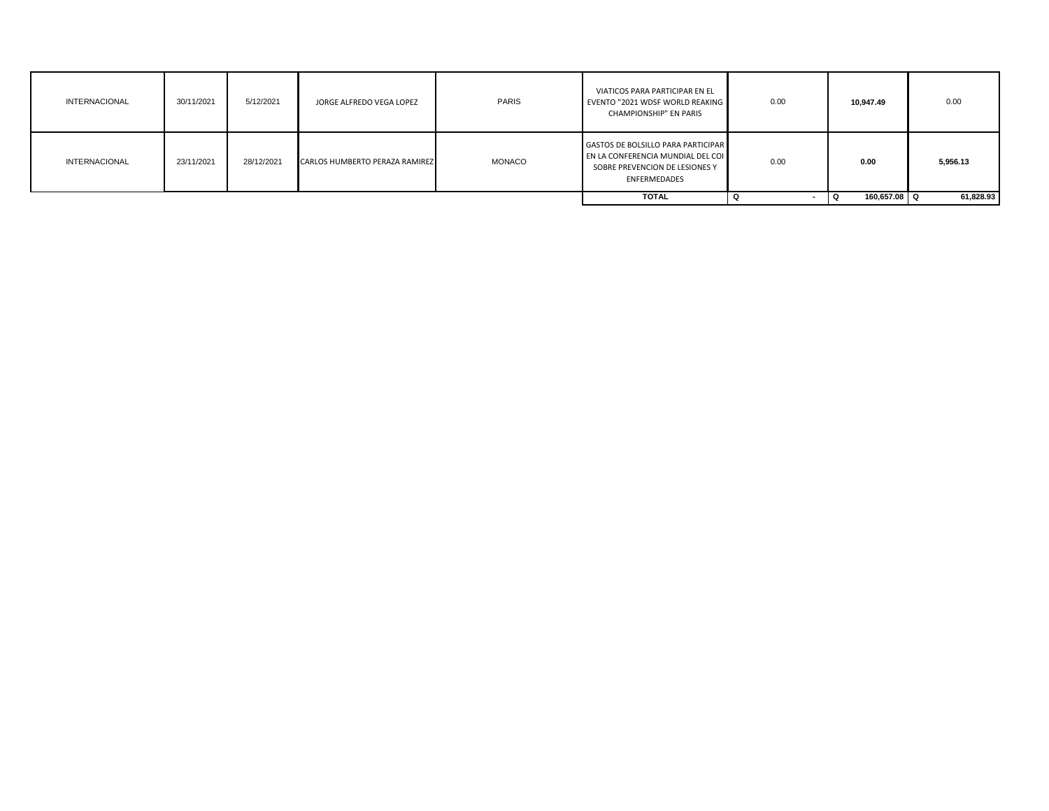| | | | | | | | | |
|---|---|---|---|---|---|---|---|---|
| INTERNACIONAL | 30/11/2021 | 5/12/2021 | JORGE ALFREDO VEGA LOPEZ | PARIS | VIATICOS PARA PARTICIPAR EN EL EVENTO "2021 WDSF WORLD REAKING CHAMPIONSHIP" EN PARIS | 0.00 | **10,947.49** | 0.00 |
| INTERNACIONAL | 23/11/2021 | 28/12/2021 | CARLOS HUMBERTO PERAZA RAMIREZ | MONACO | GASTOS DE BOLSILLO PARA PARTICIPAR EN LA CONFERENCIA MUNDIAL DEL COI SOBRE PREVENCION DE LESIONES Y ENFERMEDADES | 0.00 | **0.00** | **5,956.13** |
| | | | | | **TOTAL** | **Q -** | **Q 160,657.08** | **Q 61,828.93** |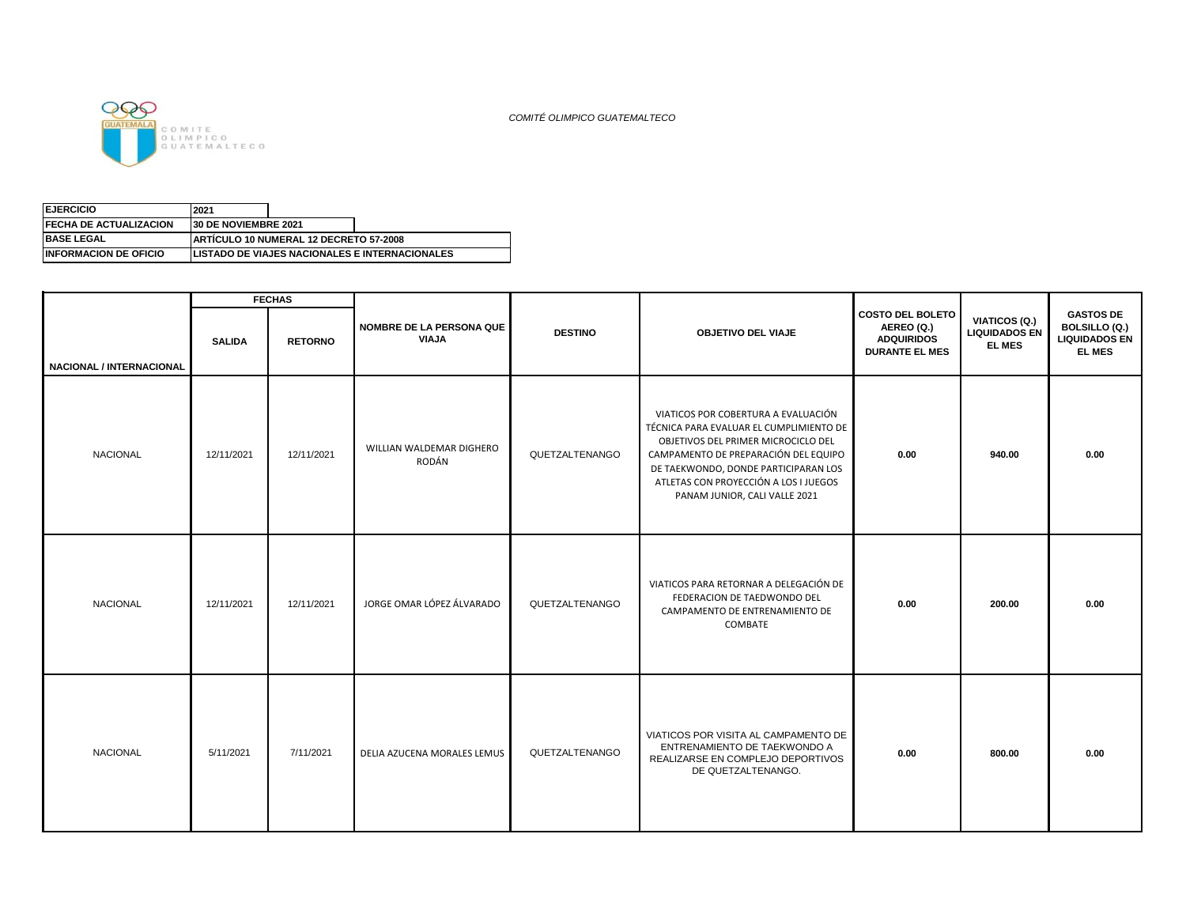COMITÉ OLIMPICO GUATEMALTECO

| EJERCICIO | 2021 |
|---|---|
| FECHA DE ACTUALIZACION | 30 DE NOVIEMBRE 2021 |
| BASE LEGAL | ARTÍCULO 10 NUMERAL 12 DECRETO 57-2008 |
| INFORMACION DE OFICIO | LISTADO DE VIAJES NACIONALES E INTERNACIONALES |

| NACIONAL / INTERNACIONAL | FECHAS | | NOMBRE DE LA PERSONA QUE VIAJA | DESTINO | OBJETIVO DEL VIAJE | COSTO DEL BOLETO AEREO (Q.) ADQUIRIDOS DURANTE EL MES | VIATICOS (Q.) LIQUIDADOS EN EL MES | GASTOS DE BOLSILLO (Q.) LIQUIDADOS EN EL MES |
|---|---|---|---|---|---|---|---|---|
| | SALIDA | RETORNO | | | | | | |
| NACIONAL | 12/11/2021 | 12/11/2021 | WILLIAN WALDEMAR DIGHERO RODÁN | QUETZALTENANGO | VIATICOS POR COBERTURA A EVALUACIÓN TÉCNICA PARA EVALUAR EL CUMPLIMIENTO DE OBJETIVOS DEL PRIMER MICROCICLO DEL CAMPAMENTO DE PREPARACIÓN DEL EQUIPO DE TAEKWONDO, DONDE PARTICIPARAN LOS ATLETAS CON PROYECCIÓN A LOS I JUEGOS PANAM JUNIOR, CALI VALLE 2021 | 0.00 | 940.00 | 0.00 |
| NACIONAL | 12/11/2021 | 12/11/2021 | JORGE OMAR LÓPEZ ÁLVARADO | QUETZALTENANGO | VIATICOS PARA RETORNAR A DELEGACIÓN DE FEDERACION DE TAEDWONDO DEL CAMPAMENTO DE ENTRENAMIENTO DE COMBATE | 0.00 | 200.00 | 0.00 |
| NACIONAL | 5/11/2021 | 7/11/2021 | DELIA AZUCENA MORALES LEMUS | QUETZALTENANGO | VIATICOS POR VISITA AL CAMPAMENTO DE ENTRENAMIENTO DE TAEKWONDO A REALIZARSE EN COMPLEJO DEPORTIVOS DE QUETZALTENANGO. | 0.00 | 800.00 | 0.00 |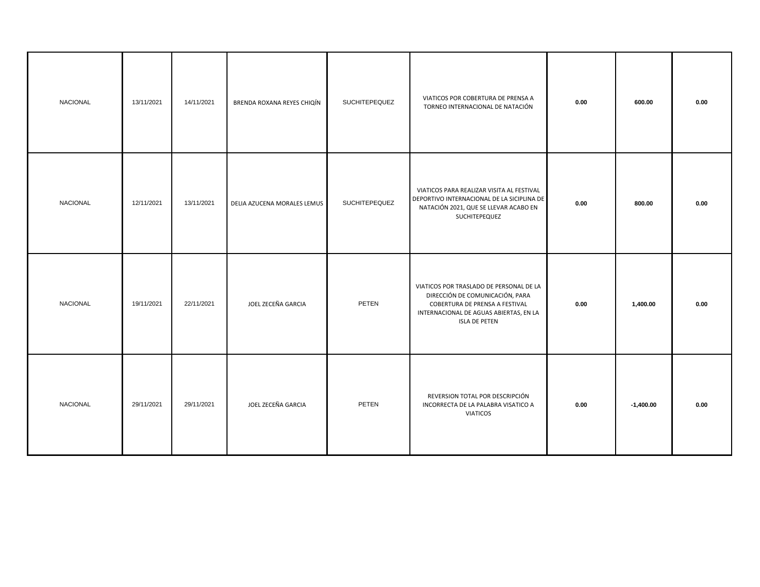| | | | | | | | | |
|---|---|---|---|---|---|---|---|---|
| NACIONAL | 13/11/2021 | 14/11/2021 | BRENDA ROXANA REYES CHIQÍN | SUCHITEPEQUEZ | VIATICOS POR COBERTURA DE PRENSA A TORNEO INTERNACIONAL DE NATACIÓN | **0.00** | **600.00** | **0.00** |
| NACIONAL | 12/11/2021 | 13/11/2021 | DELIA AZUCENA MORALES LEMUS | SUCHITEPEQUEZ | VIATICOS PARA REALIZAR VISITA AL FESTIVAL DEPORTIVO INTERNACIONAL DE LA SICIPLINA DE NATACIÓN 2021, QUE SE LLEVAR ACABO EN SUCHITEPEQUEZ | **0.00** | **800.00** | **0.00** |
| NACIONAL | 19/11/2021 | 22/11/2021 | JOEL ZECEÑA GARCIA | PETEN | VIATICOS POR TRASLADO DE PERSONAL DE LA DIRECCIÓN DE COMUNICACIÓN, PARA COBERTURA DE PRENSA A FESTIVAL INTERNACIONAL DE AGUAS ABIERTAS, EN LA ISLA DE PETEN | **0.00** | **1,400.00** | **0.00** |
| NACIONAL | 29/11/2021 | 29/11/2021 | JOEL ZECEÑA GARCIA | PETEN | REVERSION TOTAL POR DESCRIPCIÓN INCORRECTA DE LA PALABRA VISATICO A VIATICOS | **0.00** | **-1,400.00** | **0.00** |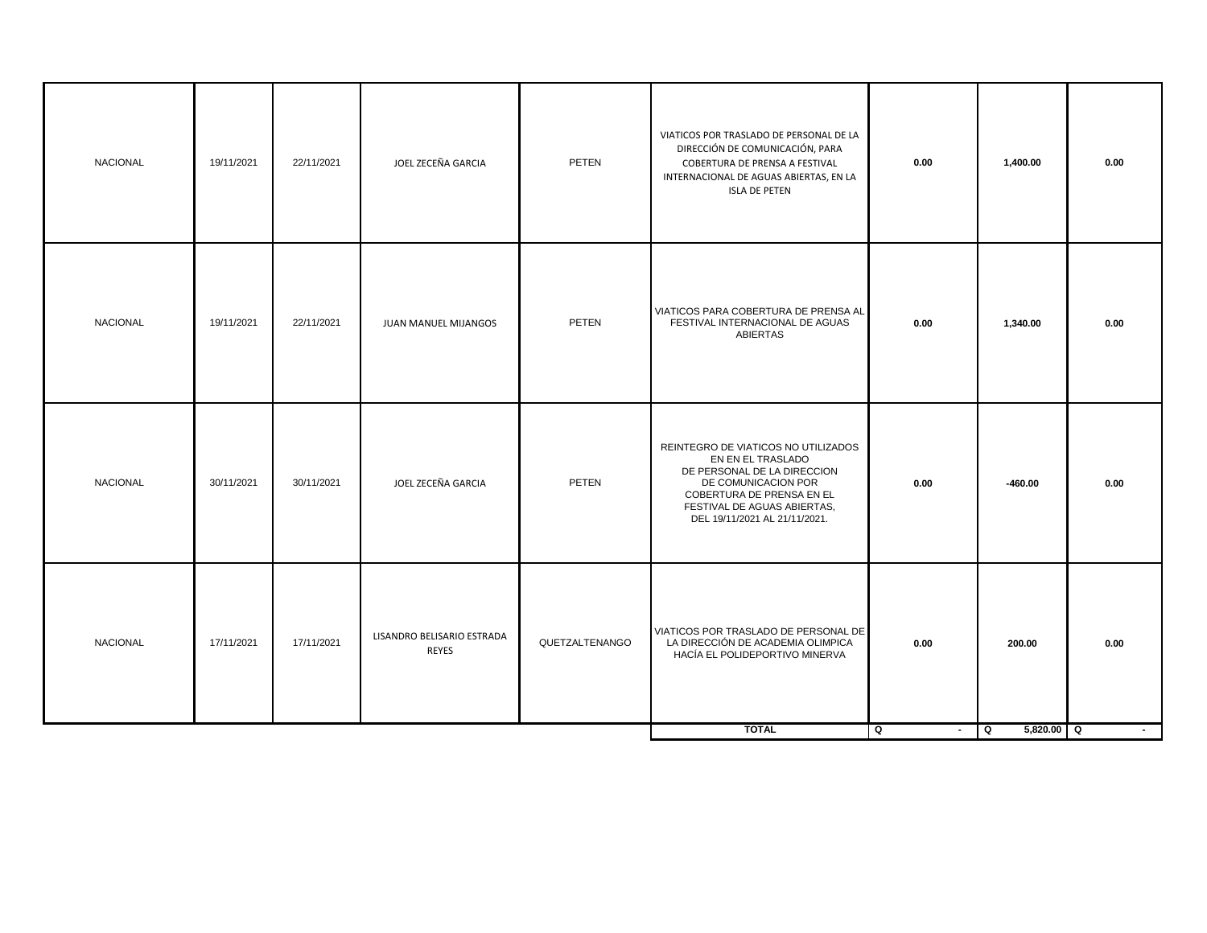| | | | | | | | | |
|---|---|---|---|---|---|---|---|---|
| NACIONAL | 19/11/2021 | 22/11/2021 | JOEL ZECEÑA GARCIA | PETEN | VIATICOS POR TRASLADO DE PERSONAL DE LA DIRECCIÓN DE COMUNICACIÓN, PARA COBERTURA DE PRENSA A FESTIVAL INTERNACIONAL DE AGUAS ABIERTAS, EN LA ISLA DE PETEN | 0.00 | 1,400.00 | 0.00 |
| NACIONAL | 19/11/2021 | 22/11/2021 | JUAN MANUEL MIJANGOS | PETEN | VIATICOS PARA COBERTURA DE PRENSA AL FESTIVAL INTERNACIONAL DE AGUAS ABIERTAS | 0.00 | 1,340.00 | 0.00 |
| NACIONAL | 30/11/2021 | 30/11/2021 | JOEL ZECEÑA GARCIA | PETEN | REINTEGRO DE VIATICOS NO UTILIZADOS EN EN EL TRASLADO DE PERSONAL DE LA DIRECCION DE COMUNICACION POR COBERTURA DE PRENSA EN EL FESTIVAL DE AGUAS ABIERTAS, DEL 19/11/2021 AL 21/11/2021. | 0.00 | -460.00 | 0.00 |
| NACIONAL | 17/11/2021 | 17/11/2021 | LISANDRO BELISARIO ESTRADA REYES | QUETZALTENANGO | VIATICOS POR TRASLADO DE PERSONAL DE LA DIRECCIÓN DE ACADEMIA OLIMPICA HACÍA EL POLIDEPORTIVO MINERVA | 0.00 | 200.00 | 0.00 |
| | | | | | **TOTAL** | Q - | Q 5,820.00 | Q - |